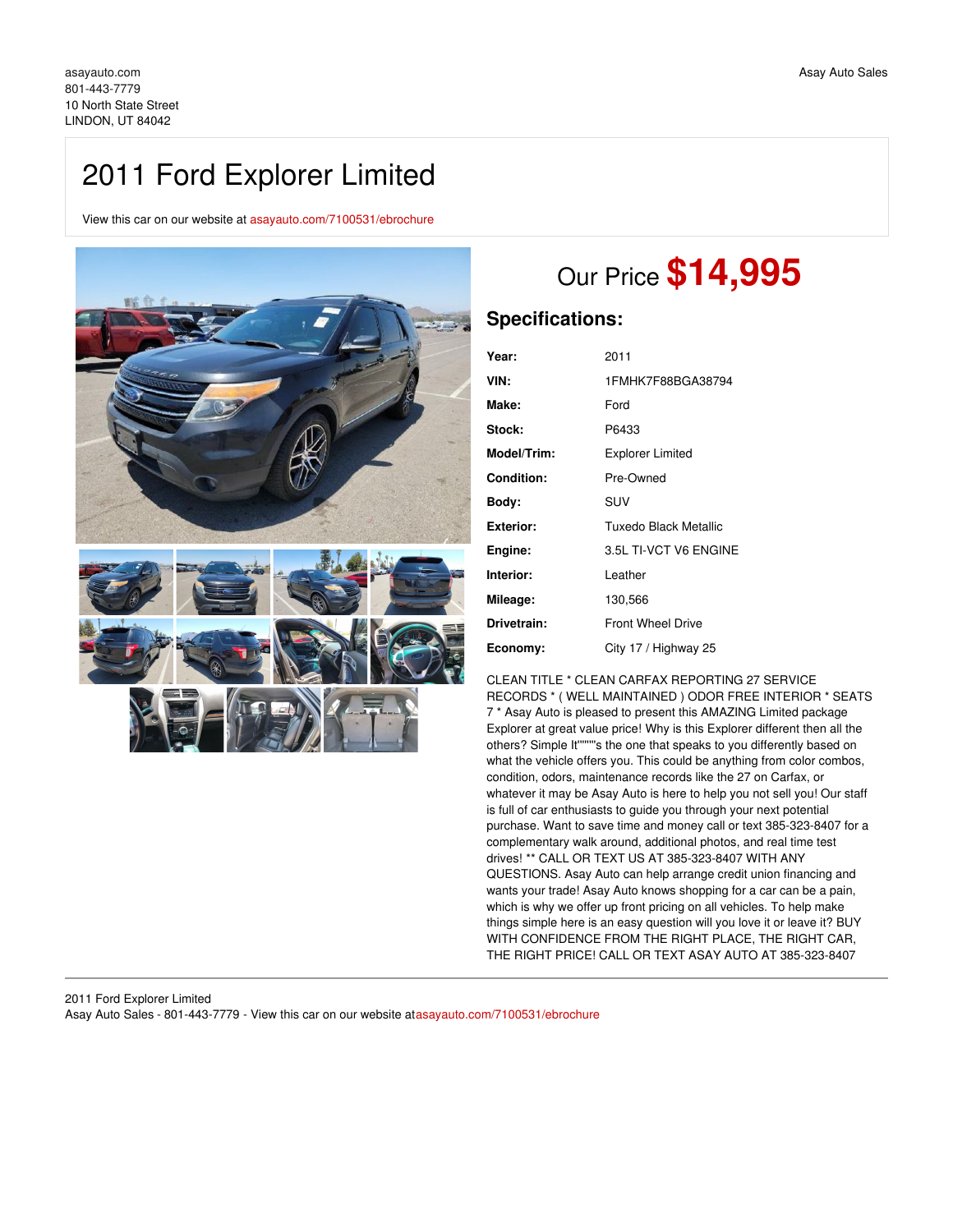asayauto.com
801-443-7779
10 North State Street
LINDON, UT 84042

Asay Auto Sales

# 2011 Ford Explorer Limited

View this car on our website at asayauto.com/7100531/ebrochure

## Our Price **$14,995**

### Specifications:

| | |
|---|---|
| **Year:** | 2011 |
| **VIN:** | 1FMHK7F88BGA38794 |
| **Make:** | Ford |
| **Stock:** | P6433 |
| **Model/Trim:** | Explorer Limited |
| **Condition:** | Pre-Owned |
| **Body:** | SUV |
| **Exterior:** | Tuxedo Black Metallic |
| **Engine:** | 3.5L TI-VCT V6 ENGINE |
| **Interior:** | Leather |
| **Mileage:** | 130,566 |
| **Drivetrain:** | Front Wheel Drive |
| **Economy:** | City 17 / Highway 25 |

CLEAN TITLE * CLEAN CARFAX REPORTING 27 SERVICE RECORDS * ( WELL MAINTAINED ) ODOR FREE INTERIOR * SEATS 7 * Asay Auto is pleased to present this AMAZING Limited package Explorer at great value price! Why is this Explorer different then all the others? Simple It''''''s the one that speaks to you differently based on what the vehicle offers you. This could be anything from color combos, condition, odors, maintenance records like the 27 on Carfax, or whatever it may be Asay Auto is here to help you not sell you! Our staff is full of car enthusiasts to guide you through your next potential purchase. Want to save time and money call or text 385-323-8407 for a complementary walk around, additional photos, and real time test drives! ** CALL OR TEXT US AT 385-323-8407 WITH ANY QUESTIONS. Asay Auto can help arrange credit union financing and wants your trade! Asay Auto knows shopping for a car can be a pain, which is why we offer up front pricing on all vehicles. To help make things simple here is an easy question will you love it or leave it? BUY WITH CONFIDENCE FROM THE RIGHT PLACE, THE RIGHT CAR, THE RIGHT PRICE! CALL OR TEXT ASAY AUTO AT 385-323-8407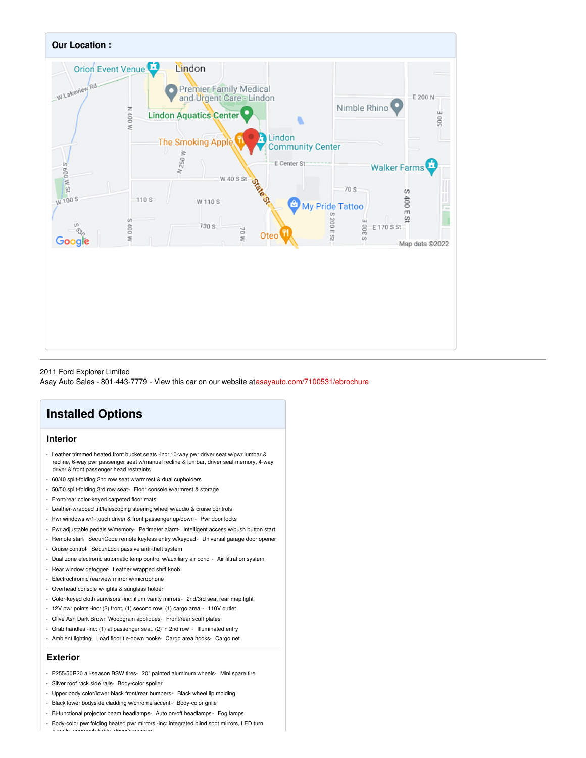## Our Location :

2011 Ford Explorer Limited
Asay Auto Sales - 801-443-7779 - View this car on our website atasayauto.com/7100531/ebrochure

# Installed Options

## Interior

- Leather trimmed heated front bucket seats -inc: 10-way pwr driver seat w/pwr lumbar & recline, 6-way pwr passenger seat w/manual recline & lumbar, driver seat memory, 4-way driver & front passenger head restraints
- 60/40 split-folding 2nd row seat w/armrest & dual cupholders
- 50/50 split-folding 3rd row seat- Floor console w/armrest & storage
- Front/rear color-keyed carpeted floor mats
- Leather-wrapped tilt/telescoping steering wheel w/audio & cruise controls
- Pwr windows w/1-touch driver & front passenger up/down - Pwr door locks
- Pwr adjustable pedals w/memory- Perimeter alarm- Intelligent access w/push button start
- Remote start- SecuriCode remote keyless entry w/keypad - Universal garage door opener
- Cruise control- SecuriLock passive anti-theft system
- Dual zone electronic automatic temp control w/auxiliary air cond - Air filtration system
- Rear window defogger- Leather wrapped shift knob
- Electrochromic rearview mirror w/microphone
- Overhead console w/lights & sunglass holder
- Color-keyed cloth sunvisors -inc: illum vanity mirrors - 2nd/3rd seat rear map light
- 12V pwr points -inc: (2) front, (1) second row, (1) cargo area - 110V outlet
- Olive Ash Dark Brown Woodgrain appliques- Front/rear scuff plates
- Grab handles -inc: (1) at passenger seat, (2) in 2nd row - Illuminated entry
- Ambient lighting- Load floor tie-down hooks- Cargo area hooks- Cargo net

## Exterior

- P255/50R20 all-season BSW tires- 20" painted aluminum wheels- Mini spare tire
- Silver roof rack side rails- Body-color spoiler
- Upper body color/lower black front/rear bumpers - Black wheel lip molding
- Black lower bodyside cladding w/chrome accent - Body-color grille
- Bi-functional projector beam headlamps- Auto on/off headlamps - Fog lamps
- Body-color pwr folding heated pwr mirrors -inc: integrated blind spot mirrors, LED turn signals, approach lights, driver's memory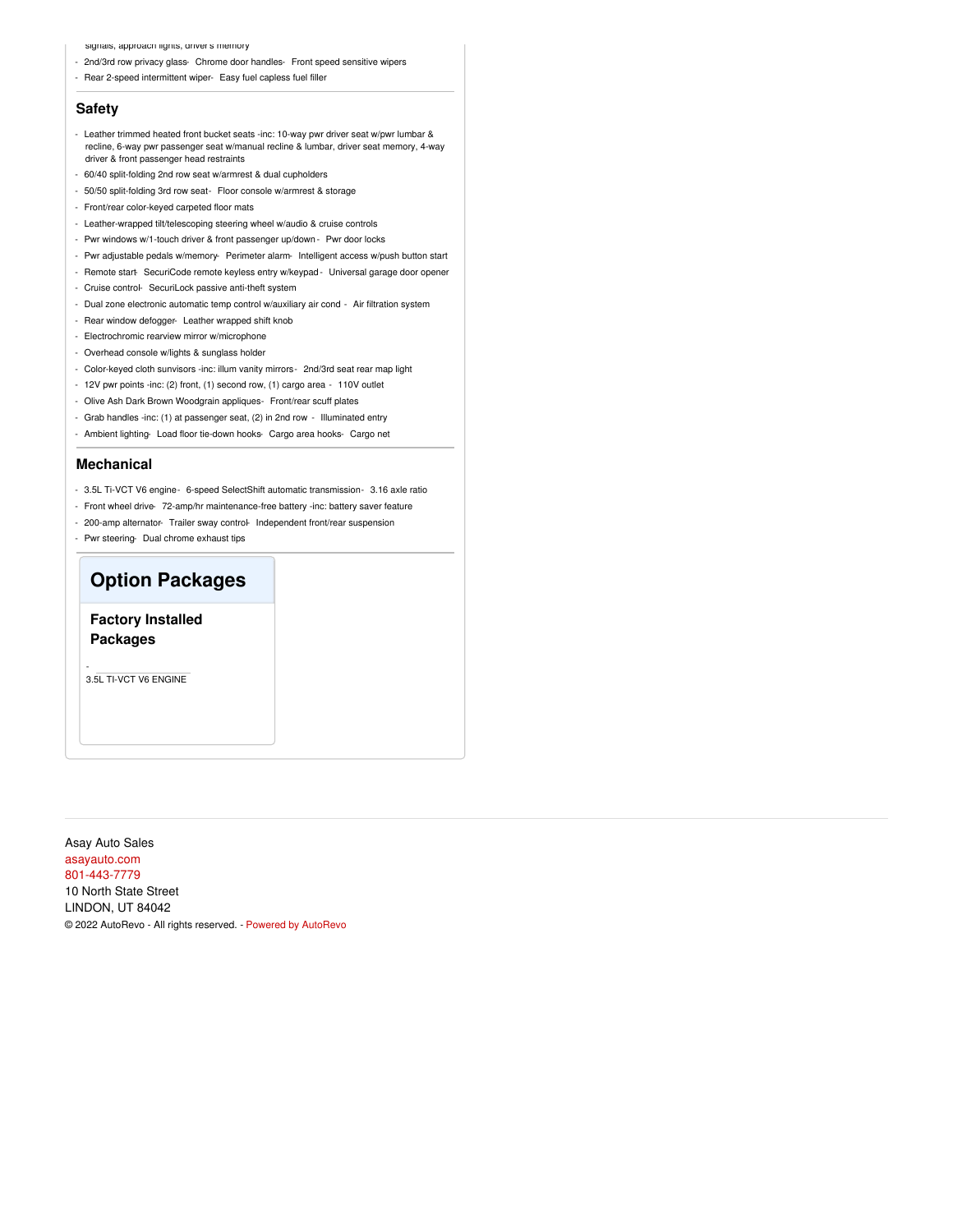signals, approach lights, driver's memory

- 2nd/3rd row privacy glass- Chrome door handles- Front speed sensitive wipers
- Rear 2-speed intermittent wiper- Easy fuel capless fuel filler

## Safety

- Leather trimmed heated front bucket seats -inc: 10-way pwr driver seat w/pwr lumbar & recline, 6-way pwr passenger seat w/manual recline & lumbar, driver seat memory, 4-way driver & front passenger head restraints
- 60/40 split-folding 2nd row seat w/armrest & dual cupholders
- 50/50 split-folding 3rd row seat- Floor console w/armrest & storage
- Front/rear color-keyed carpeted floor mats
- Leather-wrapped tilt/telescoping steering wheel w/audio & cruise controls
- Pwr windows w/1-touch driver & front passenger up/down- Pwr door locks
- Pwr adjustable pedals w/memory- Perimeter alarm- Intelligent access w/push button start
- Remote start- SecuriCode remote keyless entry w/keypad- Universal garage door opener
- Cruise control- SecuriLock passive anti-theft system
- Dual zone electronic automatic temp control w/auxiliary air cond - Air filtration system
- Rear window defogger- Leather wrapped shift knob
- Electrochromic rearview mirror w/microphone
- Overhead console w/lights & sunglass holder
- Color-keyed cloth sunvisors -inc: illum vanity mirrors- 2nd/3rd seat rear map light
- 12V pwr points -inc: (2) front, (1) second row, (1) cargo area - 110V outlet
- Olive Ash Dark Brown Woodgrain appliques- Front/rear scuff plates
- Grab handles -inc: (1) at passenger seat, (2) in 2nd row - Illuminated entry
- Ambient lighting- Load floor tie-down hooks- Cargo area hooks- Cargo net

## Mechanical

- 3.5L Ti-VCT V6 engine- 6-speed SelectShift automatic transmission- 3.16 axle ratio
- Front wheel drive- 72-amp/hr maintenance-free battery -inc: battery saver feature
- 200-amp alternator- Trailer sway control- Independent front/rear suspension
- Pwr steering- Dual chrome exhaust tips

# Option Packages

### Factory Installed Packages

- 3.5L TI-VCT V6 ENGINE

Asay Auto Sales
asayauto.com
801-443-7779
10 North State Street
LINDON, UT 84042
© 2022 AutoRevo - All rights reserved. - Powered by AutoRevo